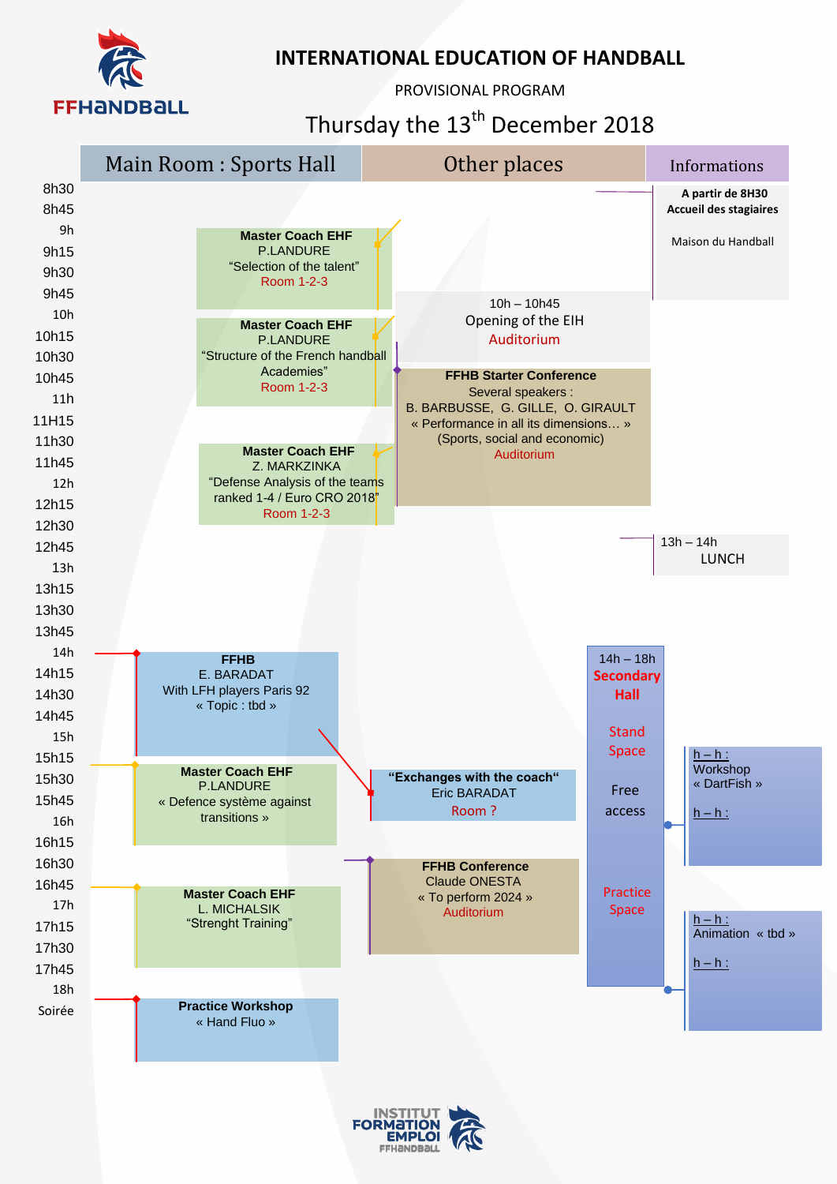# INTERNATIONAL EDUCATION OF HANDBALL

PROVISIONAL PROGRAM

## Thursday the 13th December 2018

| Time | Main Room : Sports Hall | Other places | Informations |
|---|---|---|---|
| 8h30 | | | **A partir de 8H30 Accueil des stagiaires** Maison du Handball |
| 9h – 10h | **Master Coach EHF** P.LANDURE "Selection of the talent" Room 1-2-3 | | |
| 10h – 10h45 | | 10h – 10h45 Opening of the EIH Auditorium | |
| 10h – 11h15 | **Master Coach EHF** P.LANDURE "Structure of the French handball Academies" Room 1-2-3 | | |
| 10h45 – 12h30 | | **FFHB Starter Conference** Several speakers : B. BARBUSSE, G. GILLE, O. GIRAULT « Performance in all its dimensions… » (Sports, social and economic) Auditorium | |
| 11h45 – 12h30 | **Master Coach EHF** Z. MARKZINKA "Defense Analysis of the teams ranked 1-4 / Euro CRO 2018" Room 1-2-3 | | |
| 13h – 14h | | | 13h – 14h LUNCH |
| 14h – 18h | | 14h – 18h **Secondary Hall** Stand Space — Free access — Practice Space | h – h : Workshop « DartFish » / h – h : |
| 14h – 15h15 | **FFHB** E. BARADAT With LFH players Paris 92 « Topic : tbd » | | |
| 15h15 – 16h15 | **Master Coach EHF** P.LANDURE « Defence système against transitions » | **"Exchanges with the coach"** Eric BARADAT Room ? | |
| 16h30 – 17h | | **FFHB Conference** Claude ONESTA « To perform 2024 » Auditorium | h – h : Animation « tbd » / h – h : |
| 16h45 – 17h45 | **Master Coach EHF** L. MICHALSIK "Strenght Training" | | |
| Soirée | **Practice Workshop** « Hand Fluo » | | |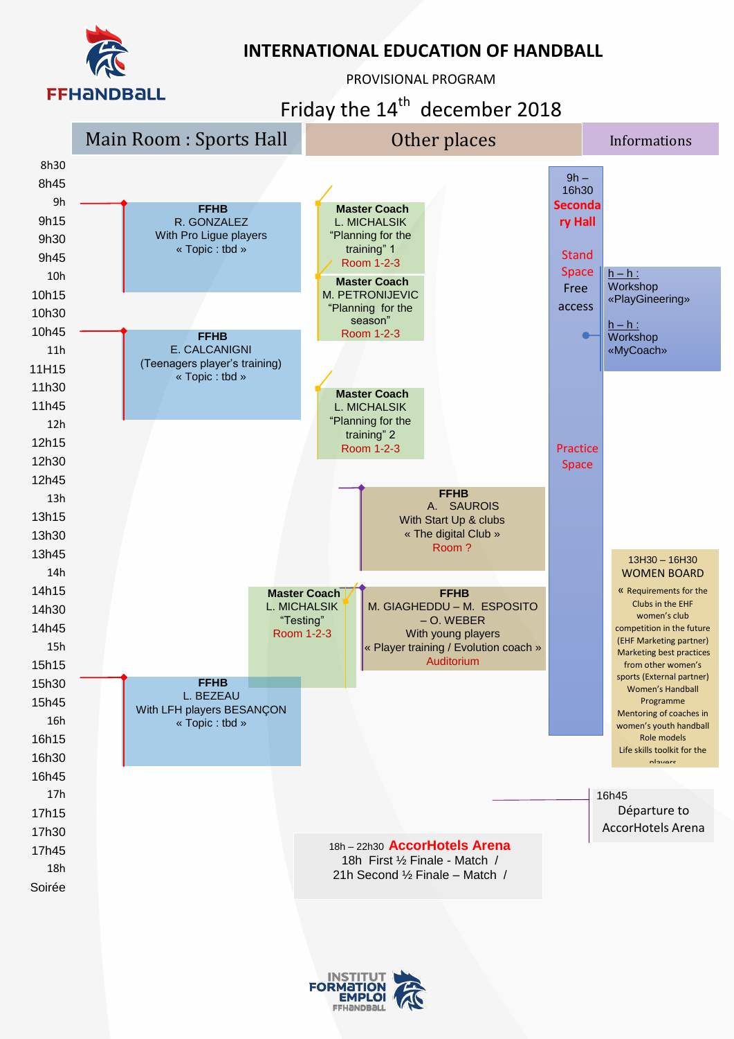# INTERNATIONAL EDUCATION OF HANDBALL

PROVISIONAL PROGRAM

## Friday the 14th december 2018

| Time | Main Room : Sports Hall | Other places | | Informations |
|---|---|---|---|---|
| 9h – 10h15 | **FFHB** R. GONZALEZ With Pro Ligue players « Topic : tbd » | **Master Coach** L. MICHALSIK "Planning for the training" 1 Room 1-2-3 | | |
| 10h – 11h | | **Master Coach** M. PETRONIJEVIC "Planning for the season" Room 1-2-3 | | h – h : Workshop «PlayGineering» / h – h : Workshop «MyCoach» |
| 10h45 – 12h | **FFHB** E. CALCANIGNI (Teenagers player's training) « Topic : tbd » | | | |
| 11h45 – 12h45 | | **Master Coach** L. MICHALSIK "Planning for the training" 2 Room 1-2-3 | | |
| 13h – 14h | | | **FFHB** A. SAUROIS With Start Up & clubs « The digital Club » Room ? | |
| 14h15 – 15h15 | | **Master Coach** L. MICHALSIK "Testing" Room 1-2-3 | **FFHB** M. GIAGHEDDU – M. ESPOSITO – O. WEBER With young players « Player training / Evolution coach » Auditorium | 13H30 – 16H30 WOMEN BOARD « Requirements for the Clubs in the EHF women's club competition in the future (EHF Marketing partner) Marketing best practices from other women's sports (External partner) Women's Handball Programme Mentoring of coaches in women's youth handball Role models Life skills toolkit for the players |
| 15h30 – 16h30 | **FFHB** L. BEZEAU With LFH players BESANÇON « Topic : tbd » | | | |
| 16h45 | | | | 16h45 Départure to AccorHotels Arena |
| 18h / Soirée | | 18h – 22h30 **AccorHotels Arena** 18h First ½ Finale - Match / 21h Second ½ Finale – Match / | | |

9h – 16h30 **Secondary Hall**: Stand Space Free access; Practice Space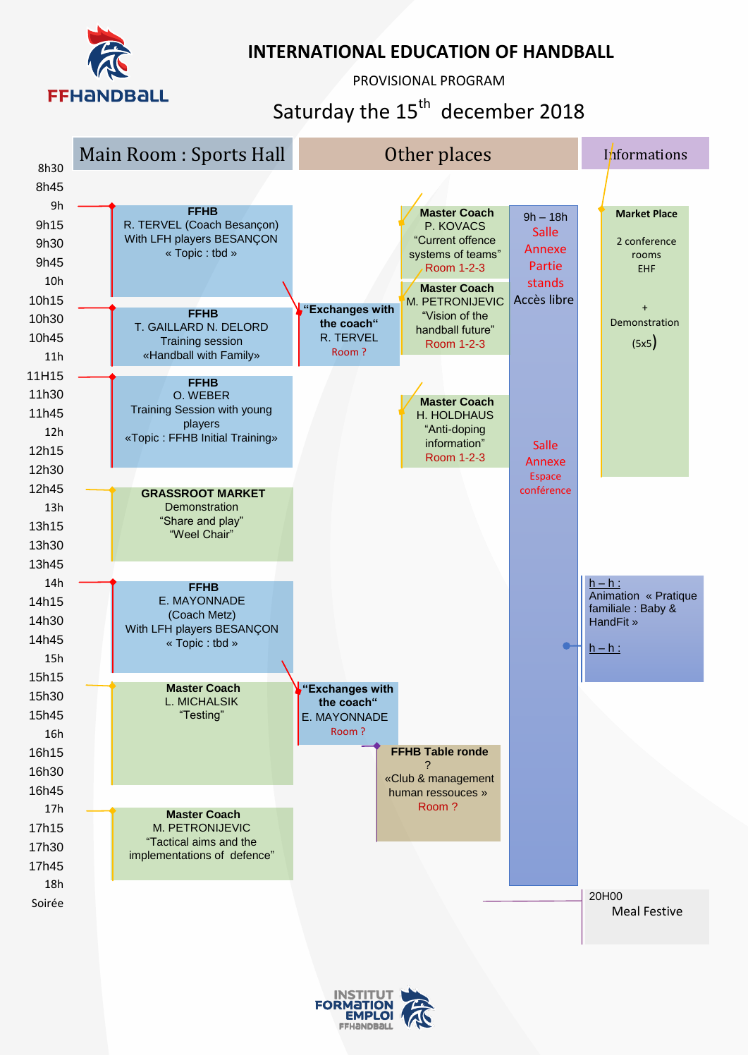# INTERNATIONAL EDUCATION OF HANDBALL

PROVISIONAL PROGRAM

## Saturday the 15th december 2018

| Time | Main Room : Sports Hall | Other places | | | Informations |
|---|---|---|---|---|---|
| 8h30 | | | | | |
| 8h45 | | | | | |
| 9h | **FFHB** R. TERVEL (Coach Besançon) With LFH players BESANÇON « Topic : tbd » | | **Master Coach** P. KOVACS "Current offence systems of teams" Room 1-2-3 | 9h – 18h Salle Annexe Partie stands Accès libre | **Market Place** 2 conference rooms EHF + Demonstration (5x5) |
| 10h15 | **FFHB** T. GAILLARD N. DELORD Training session «Handball with Family» | **"Exchanges with the coach"** R. TERVEL Room ? | **Master Coach** M. PETRONIJEVIC "Vision of the handball future" Room 1-2-3 | | |
| 11H15 | **FFHB** O. WEBER Training Session with young players «Topic : FFHB Initial Training» | | **Master Coach** H. HOLDHAUS "Anti-doping information" Room 1-2-3 | Salle Annexe Espace conférence | |
| 12h45 | **GRASSROOT MARKET** Demonstration "Share and play" "Weel Chair" | | | | |
| 14h | **FFHB** E. MAYONNADE (Coach Metz) With LFH players BESANÇON « Topic : tbd » | | | | h – h : Animation « Pratique familiale : Baby & HandFit » h – h : |
| 15h15 | **Master Coach** L. MICHALSIK "Testing" | **"Exchanges with the coach"** E. MAYONNADE Room ? | | | |
| 16h | | **FFHB Table ronde** ? «Club & management human ressouces » Room ? | | | |
| 17h | **Master Coach** M. PETRONIJEVIC "Tactical aims and the implementations of defence" | | | | |
| 18h | | | | | |
| Soirée | | | | | 20H00 Meal Festive |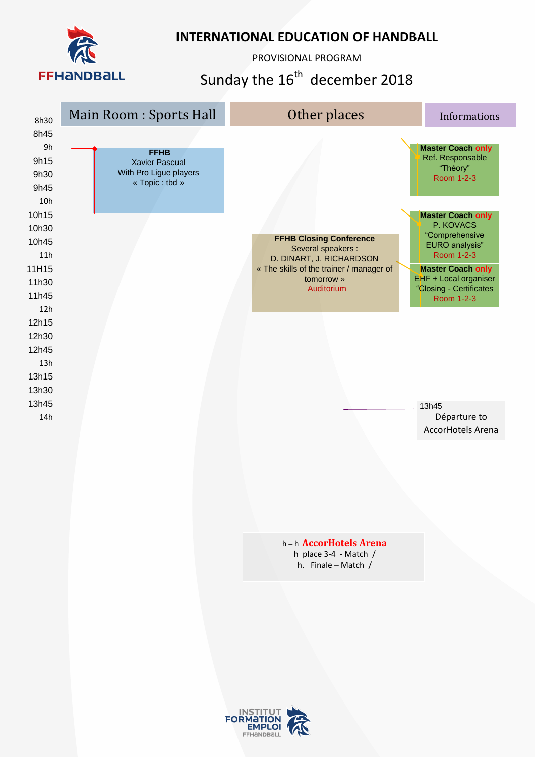# INTERNATIONAL EDUCATION OF HANDBALL

PROVISIONAL PROGRAM

## Sunday the 16th december 2018

| | Main Room : Sports Hall | Other places | Informations |
|---|---|---|---|
| 8h30 | | | |
| 8h45 | | | |
| 9h | **FFHB** Xavier Pascual With Pro Ligue players « Topic : tbd » | | **Master Coach only** Ref. Responsable "Théory" Room 1-2-3 |
| 9h15 | | | |
| 9h30 | | | |
| 9h45 | | | |
| 10h | | | |
| 10h15 | | | **Master Coach only** P. KOVACS "Comprehensive EURO analysis" Room 1-2-3 |
| 10h30 | | | |
| 10h45 | | **FFHB Closing Conference** Several speakers : D. DINART, J. RICHARDSON « The skills of the trainer / manager of tomorrow » Auditorium | |
| 11h | | | |
| 11H15 | | | **Master Coach only** EHF + Local organiser "Closing - Certificates Room 1-2-3 |
| 11h30 | | | |
| 11h45 | | | |
| 12h | | | |
| 12h15 | | | |
| 12h30 | | | |
| 12h45 | | | |
| 13h | | | |
| 13h15 | | | |
| 13h30 | | | |
| 13h45 | | | 13h45 Départure to AccorHotels Arena |
| 14h | | | |

h – h **AccorHotels Arena**
h place 3-4 - Match /
h. Finale – Match /

INSTITUT FORMATION EMPLOI FFHANDBALL